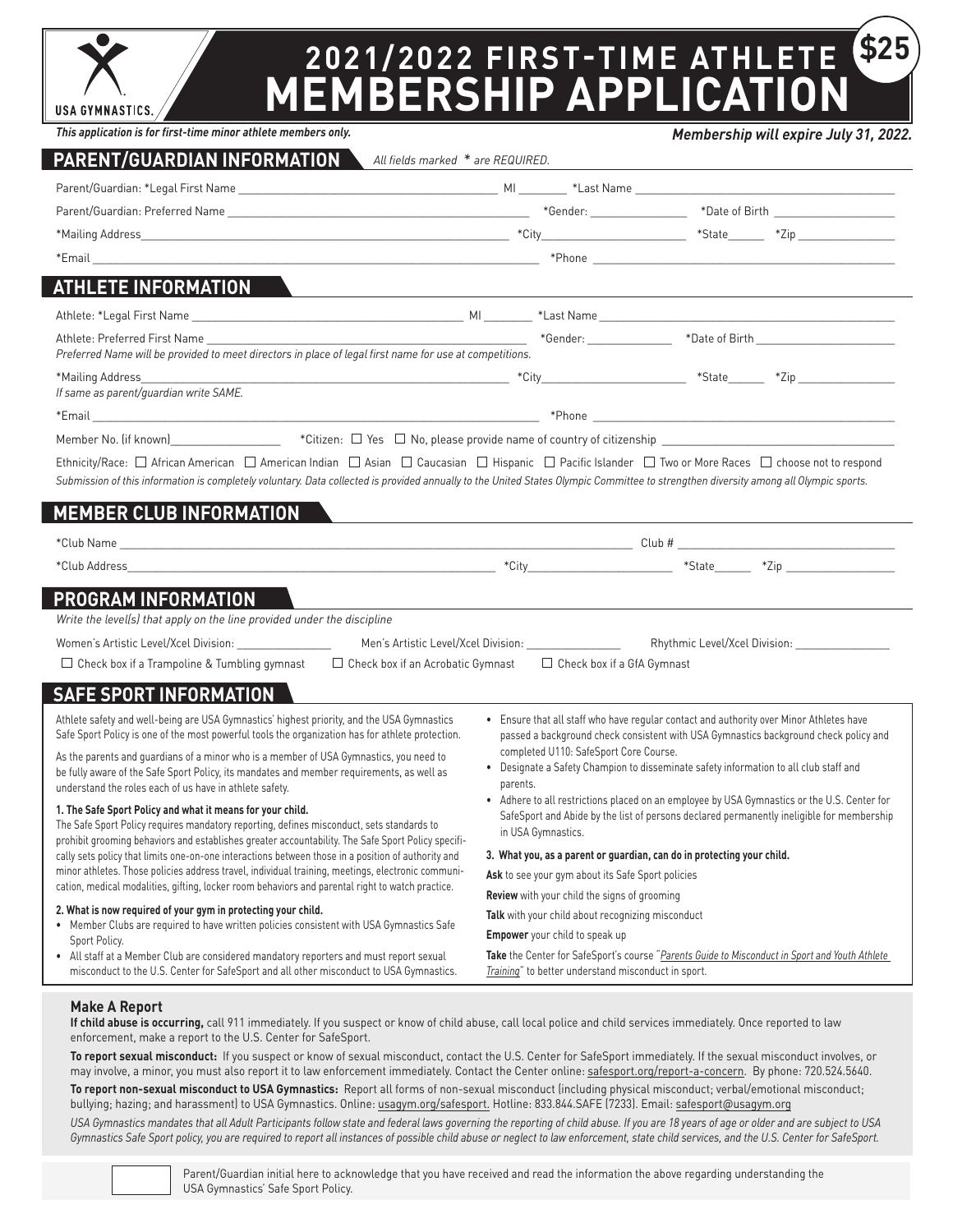USA GYMNASTICS.

# 2021/2022 FIRST-TIME ATHLETE MEMBERSHIP APPLICATION

**$25**

*This application is for first-time minor athlete members only.*

***Membership will expire July 31, 2022.***

## PARENT/GUARDIAN INFORMATION

*All fields marked * are REQUIRED.*

Parent/Guardian: *Legal First Name ______________ MI ______ *Last Name ______________

Parent/Guardian: Preferred Name ______________ *Gender: ______ *Date of Birth ______

*Mailing Address ______________ *City ______ *State ______ *Zip ______

*Email ______________ *Phone ______________

## ATHLETE INFORMATION

Athlete: *Legal First Name ______________ MI ______ *Last Name ______________

Athlete: Preferred First Name ______________ *Gender: ______ *Date of Birth ______

*Preferred Name will be provided to meet directors in place of legal first name for use at competitions.*

*Mailing Address ______________ *City ______ *State ______ *Zip ______

*If same as parent/guardian write SAME.*

*Email ______________ *Phone ______________

Member No. (if known) ______ *Citizen: ☐ Yes ☐ No, please provide name of country of citizenship ______________

Ethnicity/Race: ☐ African American ☐ American Indian ☐ Asian ☐ Caucasian ☐ Hispanic ☐ Pacific Islander ☐ Two or More Races ☐ choose not to respond

*Submission of this information is completely voluntary. Data collected is provided annually to the United States Olympic Committee to strengthen diversity among all Olympic sports.*

## MEMBER CLUB INFORMATION

*Club Name ______________ Club # ______________

*Club Address ______________ *City ______ *State ______ *Zip ______

## PROGRAM INFORMATION

*Write the level(s) that apply on the line provided under the discipline*

Women's Artistic Level/Xcel Division: ______ Men's Artistic Level/Xcel Division: ______ Rhythmic Level/Xcel Division: ______

☐ Check box if a Trampoline & Tumbling gymnast ☐ Check box if an Acrobatic Gymnast ☐ Check box if a GfA Gymnast

## SAFE SPORT INFORMATION

Athlete safety and well-being are USA Gymnastics' highest priority, and the USA Gymnastics Safe Sport Policy is one of the most powerful tools the organization has for athlete protection.

As the parents and guardians of a minor who is a member of USA Gymnastics, you need to be fully aware of the Safe Sport Policy, its mandates and member requirements, as well as understand the roles each of us have in athlete safety.

**1. The Safe Sport Policy and what it means for your child.**

The Safe Sport Policy requires mandatory reporting, defines misconduct, sets standards to prohibit grooming behaviors and establishes greater accountability. The Safe Sport Policy specifically sets policy that limits one-on-one interactions between those in a position of authority and minor athletes. Those policies address travel, individual training, meetings, electronic communication, medical modalities, gifting, locker room behaviors and parental right to watch practice.

**2. What is now required of your gym in protecting your child.**

- Member Clubs are required to have written policies consistent with USA Gymnastics Safe Sport Policy.
- All staff at a Member Club are considered mandatory reporters and must report sexual misconduct to the U.S. Center for SafeSport and all other misconduct to USA Gymnastics.
- Ensure that all staff who have regular contact and authority over Minor Athletes have passed a background check consistent with USA Gymnastics background check policy and completed U110: SafeSport Core Course.
- Designate a Safety Champion to disseminate safety information to all club staff and parents.
- Adhere to all restrictions placed on an employee by USA Gymnastics or the U.S. Center for SafeSport and Abide by the list of persons declared permanently ineligible for membership in USA Gymnastics.

**3. What you, as a parent or guardian, can do in protecting your child.**

**Ask** to see your gym about its Safe Sport policies

**Review** with your child the signs of grooming

**Talk** with your child about recognizing misconduct

**Empower** your child to speak up

**Take** the Center for SafeSport's course "*Parents Guide to Misconduct in Sport and Youth Athlete Training*" to better understand misconduct in sport.

### Make A Report

**If child abuse is occurring,** call 911 immediately. If you suspect or know of child abuse, call local police and child services immediately. Once reported to law enforcement, make a report to the U.S. Center for SafeSport.

**To report sexual misconduct:** If you suspect or know of sexual misconduct, contact the U.S. Center for SafeSport immediately. If the sexual misconduct involves, or may involve, a minor, you must also report it to law enforcement immediately. Contact the Center online: safesport.org/report-a-concern. By phone: 720.524.5640.

**To report non-sexual misconduct to USA Gymnastics:** Report all forms of non-sexual misconduct (including physical misconduct; verbal/emotional misconduct; bullying; hazing; and harassment) to USA Gymnastics. Online: usagym.org/safesport. Hotline: 833.844.SAFE (7233). Email: safesport@usagym.org

*USA Gymnastics mandates that all Adult Participants follow state and federal laws governing the reporting of child abuse. If you are 18 years of age or older and are subject to USA Gymnastics Safe Sport policy, you are required to report all instances of possible child abuse or neglect to law enforcement, state child services, and the U.S. Center for SafeSport.*

☐ Parent/Guardian initial here to acknowledge that you have received and read the information the above regarding understanding the USA Gymnastics' Safe Sport Policy.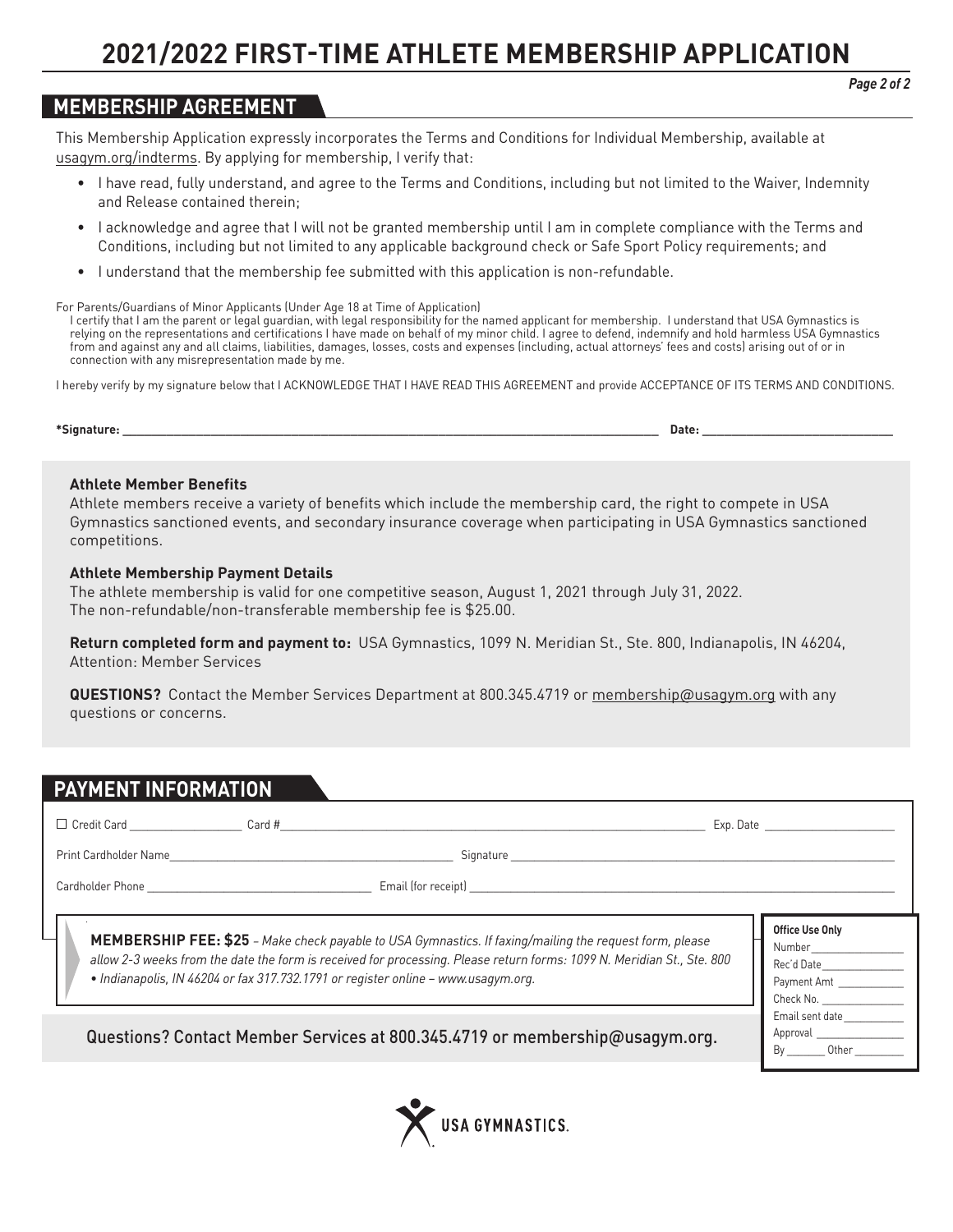# 2021/2022 FIRST-TIME ATHLETE MEMBERSHIP APPLICATION

## MEMBERSHIP AGREEMENT

This Membership Application expressly incorporates the Terms and Conditions for Individual Membership, available at usagym.org/indterms. By applying for membership, I verify that:

- I have read, fully understand, and agree to the Terms and Conditions, including but not limited to the Waiver, Indemnity and Release contained therein;
- I acknowledge and agree that I will not be granted membership until I am in complete compliance with the Terms and Conditions, including but not limited to any applicable background check or Safe Sport Policy requirements; and
- I understand that the membership fee submitted with this application is non-refundable.

For Parents/Guardians of Minor Applicants (Under Age 18 at Time of Application)

I certify that I am the parent or legal guardian, with legal responsibility for the named applicant for membership. I understand that USA Gymnastics is relying on the representations and certifications I have made on behalf of my minor child. I agree to defend, indemnify and hold harmless USA Gymnastics from and against any and all claims, liabilities, damages, losses, costs and expenses (including, actual attorneys' fees and costs) arising out of or in connection with any misrepresentation made by me.

I hereby verify by my signature below that I ACKNOWLEDGE THAT I HAVE READ THIS AGREEMENT and provide ACCEPTANCE OF ITS TERMS AND CONDITIONS.

**\*Signature:** ______________________________ **Date:** ______________

**Athlete Member Benefits**

Athlete members receive a variety of benefits which include the membership card, the right to compete in USA Gymnastics sanctioned events, and secondary insurance coverage when participating in USA Gymnastics sanctioned competitions.

**Athlete Membership Payment Details**

The athlete membership is valid for one competitive season, August 1, 2021 through July 31, 2022.
The non-refundable/non-transferable membership fee is $25.00.

**Return completed form and payment to:** USA Gymnastics, 1099 N. Meridian St., Ste. 800, Indianapolis, IN 46204, Attention: Member Services

**QUESTIONS?** Contact the Member Services Department at 800.345.4719 or membership@usagym.org with any questions or concerns.

## PAYMENT INFORMATION

☐ Credit Card ______________ Card # ______________________________ Exp. Date ______________

Print Cardholder Name ______________________________ Signature ______________________________

Cardholder Phone ______________________ Email (for receipt) ______________________________

**MEMBERSHIP FEE: $25** – *Make check payable to USA Gymnastics. If faxing/mailing the request form, please allow 2-3 weeks from the date the form is received for processing. Please return forms: 1099 N. Meridian St., Ste. 800 • Indianapolis, IN 46204 or fax 317.732.1791 or register online – www.usagym.org.*

**Office Use Only**
Number ______________
Rec'd Date ______________
Payment Amt ______________
Check No. ______________
Email sent date ______________
Approval ______________
By _______ Other _______

Questions? Contact Member Services at 800.345.4719 or membership@usagym.org.

USA GYMNASTICS.